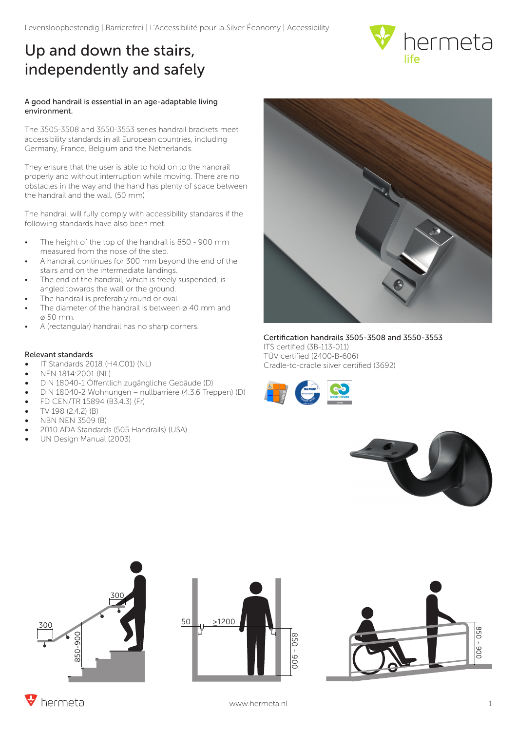Levensloopbestendig | Barrierefrei | L'Accessibilité pour la Silver Économy | Accessibility

# Up and down the stairs, independently and safely

A good handrail is essential in an age-adaptable living environment.

The 3505-3508 and 3550-3553 series handrail brackets meet accessibility standards in all European countries, including Germany, France, Belgium and the Netherlands.

They ensure that the user is able to hold on to the handrail properly and without interruption while moving. There are no obstacles in the way and the hand has plenty of space between the handrail and the wall. (50 mm)

The handrail will fully comply with accessibility standards if the following standards have also been met.

- The height of the top of the handrail is 850 - 900 mm measured from the nose of the step.
- A handrail continues for 300 mm beyond the end of the stairs and on the intermediate landings.
- The end of the handrail, which is freely suspended, is angled towards the wall or the ground.
- The handrail is preferably round or oval.
- The diameter of the handrail is between ⌀ 40 mm and ⌀ 50 mm.
- A (rectangular) handrail has no sharp corners.

## Relevant standards

- IT Standards 2018 (H4.C01) (NL)
- NEN 1814:2001 (NL)
- DIN 18040-1 Öffentlich zugängliche Gebäude (D)
- DIN 18040-2 Wohnungen – nullbarriere (4.3.6 Treppen) (D)
- FD CEN/TR 15894 (B3.4.3) (Fr)
- TV 198 (2.4.2) (B)
- NBN NEN 3509 (B)
- 2010 ADA Standards (505 Handrails) (USA)
- UN Design Manual (2003)

## Certification handrails 3505-3508 and 3550-3553

ITS certified (3B-113-011)
TÜV certified (2400-B-606)
Cradle-to-cradle silver certified (3692)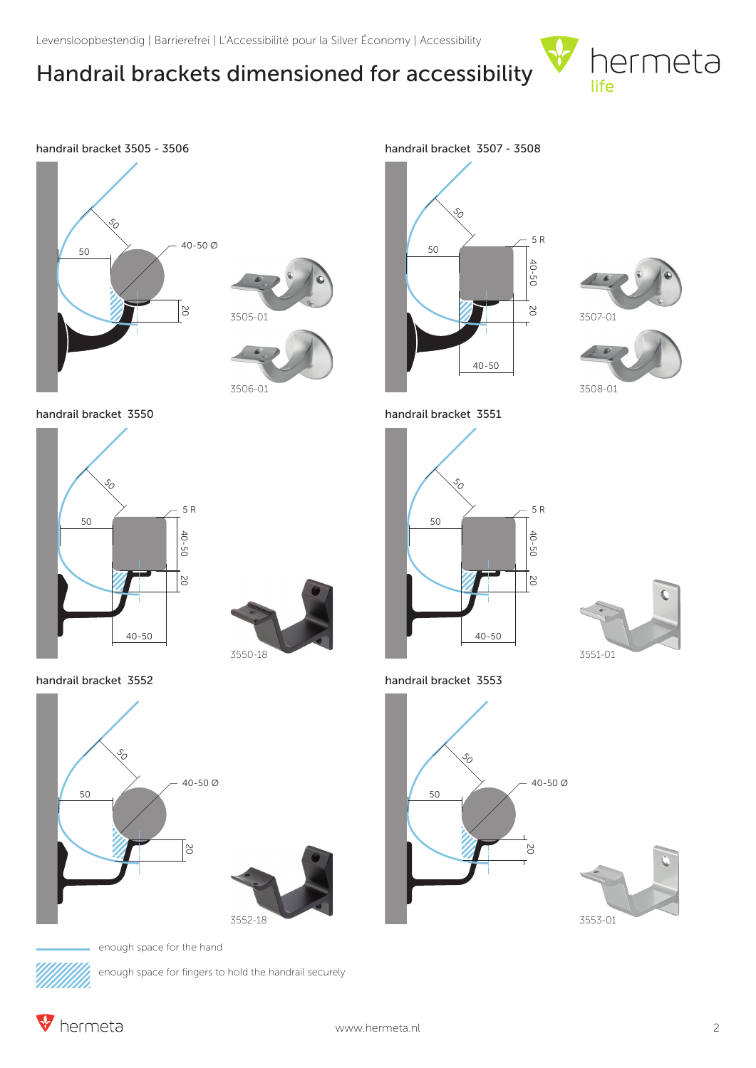Levensloopbestendig | Barrierefrei | L'Accessibilité pour la Silver Économy | Accessibility

# Handrail brackets dimensioned for accessibility

## handrail bracket 3505 - 3506

50

50

40-50 Ø

20

3505-01

3506-01

## handrail bracket 3507 - 3508

50

50

5 R

40-50

20

40-50

3507-01

3508-01

## handrail bracket 3550

50

50

5 R

40-50

20

40-50

3550-18

## handrail bracket 3551

50

50

5 R

40-50

20

40-50

3551-01

## handrail bracket 3552

50

50

40-50 Ø

20

3552-18

## handrail bracket 3553

50

50

40-50 Ø

20

3553-01

enough space for the hand

enough space for fingers to hold the handrail securely

www.hermeta.nl